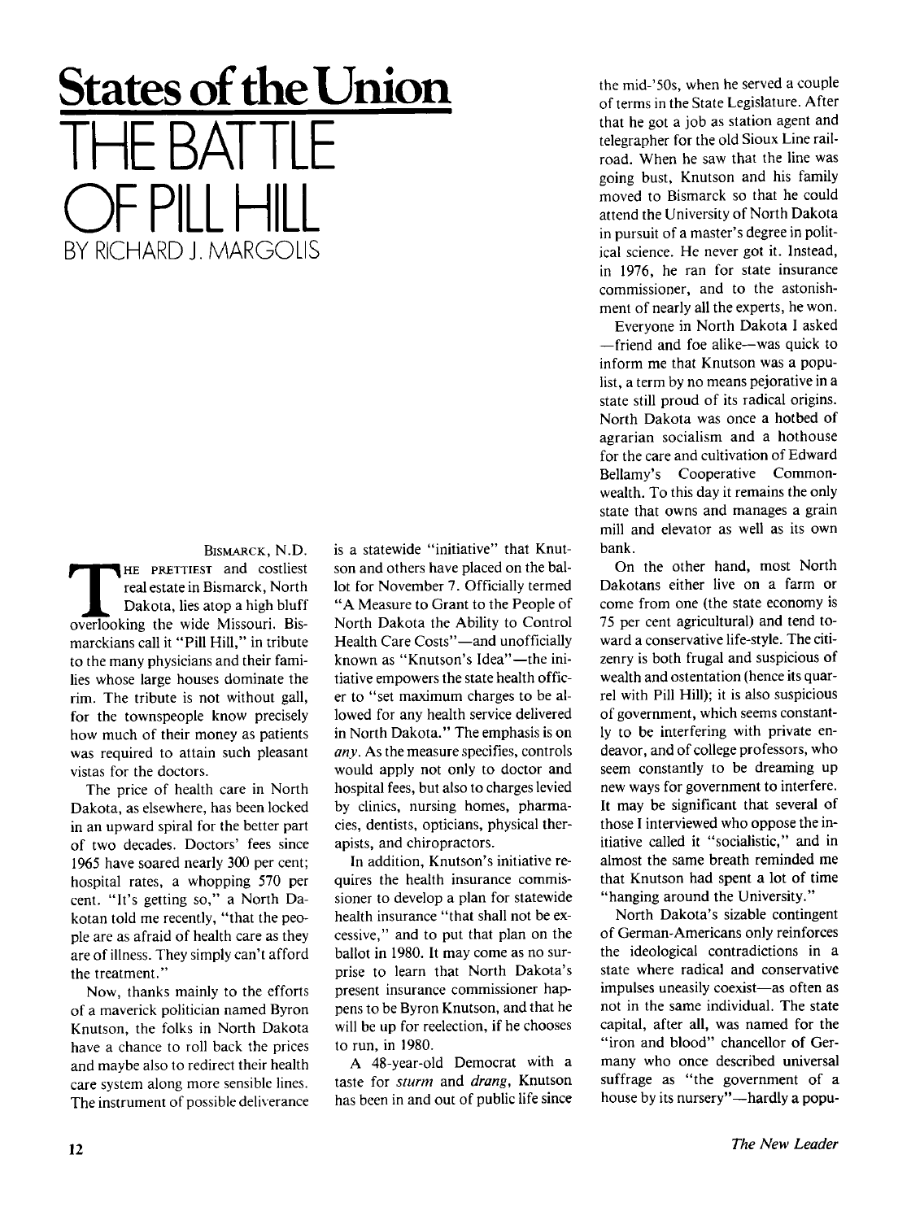# States of the Union

# THE BATTLE OF PILL HILL

BY RICHARD J. MARGOLIS

BISMARCK, N.D.

THE PRETTIEST and costliest real estate in Bismarck, North Dakota, lies atop a high bluff overlooking the wide Missouri. Bismarckians call it "Pill Hill," in tribute to the many physicians and their families whose large houses dominate the rim. The tribute is not without gall, for the townspeople know precisely how much of their money as patients was required to attain such pleasant vistas for the doctors.

The price of health care in North Dakota, as elsewhere, has been locked in an upward spiral for the better part of two decades. Doctors' fees since 1965 have soared nearly 300 per cent; hospital rates, a whopping 570 per cent. "It's getting so," a North Dakotan told me recently, "that the people are as afraid of health care as they are of illness. They simply can't afford the treatment."

Now, thanks mainly to the efforts of a maverick politician named Byron Knutson, the folks in North Dakota have a chance to roll back the prices and maybe also to redirect their health care system along more sensible lines. The instrument of possible deliverance is a statewide "initiative" that Knutson and others have placed on the ballot for November 7. Officially termed "A Measure to Grant to the People of North Dakota the Ability to Control Health Care Costs"—and unofficially known as "Knutson's Idea"—the initiative empowers the state health officer to "set maximum charges to be allowed for any health service delivered in North Dakota." The emphasis is on *any*. As the measure specifies, controls would apply not only to doctor and hospital fees, but also to charges levied by clinics, nursing homes, pharmacies, dentists, opticians, physical therapists, and chiropractors.

In addition, Knutson's initiative requires the health insurance commissioner to develop a plan for statewide health insurance "that shall not be excessive," and to put that plan on the ballot in 1980. It may come as no surprise to learn that North Dakota's present insurance commissioner happens to be Byron Knutson, and that he will be up for reelection, if he chooses to run, in 1980.

A 48-year-old Democrat with a taste for *sturm* and *drang*, Knutson has been in and out of public life since the mid-'50s, when he served a couple of terms in the State Legislature. After that he got a job as station agent and telegrapher for the old Sioux Line railroad. When he saw that the line was going bust, Knutson and his family moved to Bismarck so that he could attend the University of North Dakota in pursuit of a master's degree in political science. He never got it. Instead, in 1976, he ran for state insurance commissioner, and to the astonishment of nearly all the experts, he won.

Everyone in North Dakota I asked —friend and foe alike—was quick to inform me that Knutson was a populist, a term by no means pejorative in a state still proud of its radical origins. North Dakota was once a hotbed of agrarian socialism and a hothouse for the care and cultivation of Edward Bellamy's Cooperative Commonwealth. To this day it remains the only state that owns and manages a grain mill and elevator as well as its own bank.

On the other hand, most North Dakotans either live on a farm or come from one (the state economy is 75 per cent agricultural) and tend toward a conservative life-style. The citizenry is both frugal and suspicious of wealth and ostentation (hence its quarrel with Pill Hill); it is also suspicious of government, which seems constantly to be interfering with private endeavor, and of college professors, who seem constantly to be dreaming up new ways for government to interfere. It may be significant that several of those I interviewed who oppose the initiative called it "socialistic," and in almost the same breath reminded me that Knutson had spent a lot of time "hanging around the University."

North Dakota's sizable contingent of German-Americans only reinforces the ideological contradictions in a state where radical and conservative impulses uneasily coexist—as often as not in the same individual. The state capital, after all, was named for the "iron and blood" chancellor of Germany who once described universal suffrage as "the government of a house by its nursery"—hardly a popu-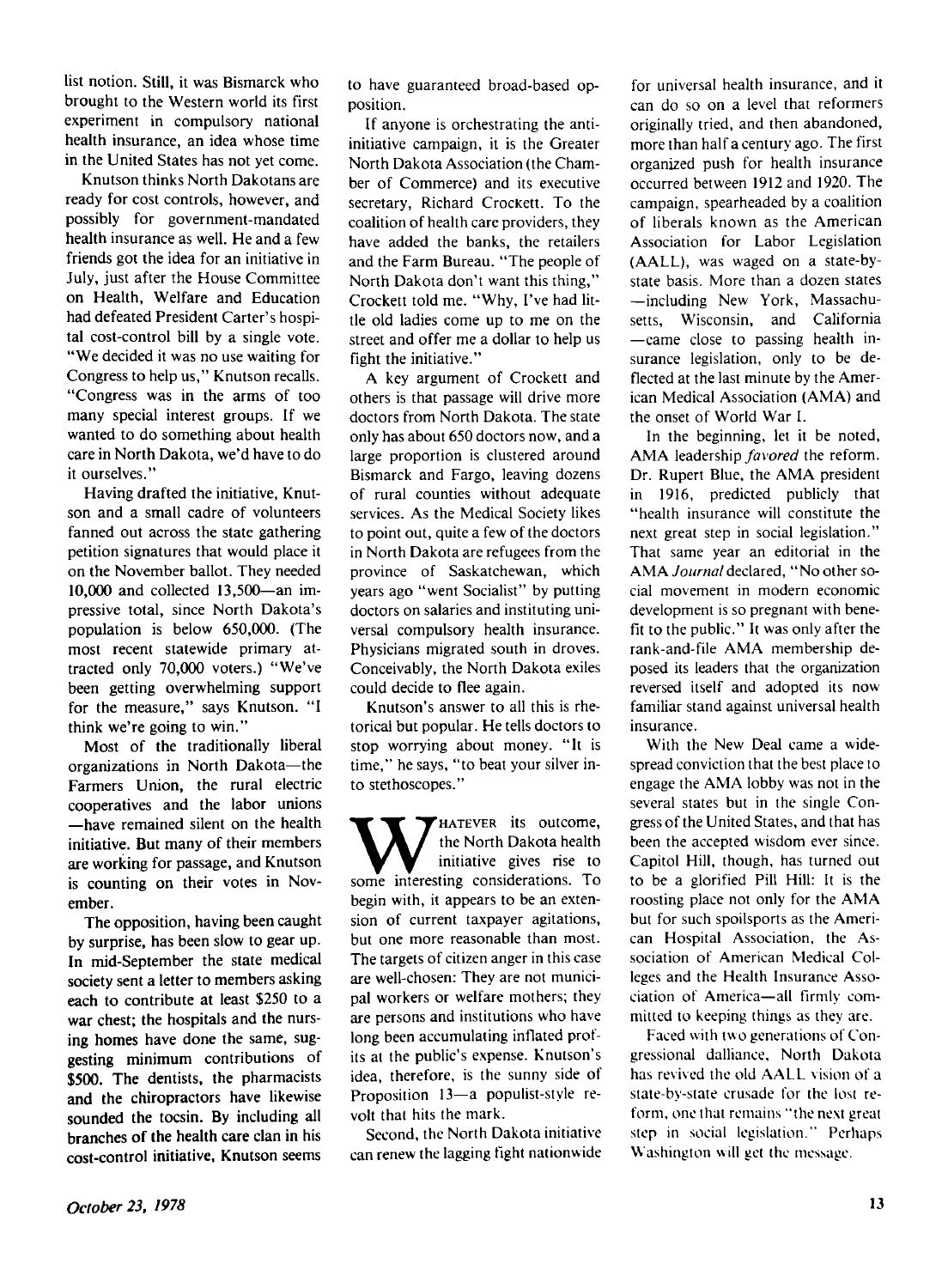list notion. Still, it was Bismarck who brought to the Western world its first experiment in compulsory national health insurance, an idea whose time in the United States has not yet come.

Knutson thinks North Dakotans are ready for cost controls, however, and possibly for government-mandated health insurance as well. He and a few friends got the idea for an initiative in July, just after the House Committee on Health, Welfare and Education had defeated President Carter's hospital cost-control bill by a single vote. "We decided it was no use waiting for Congress to help us," Knutson recalls. "Congress was in the arms of too many special interest groups. If we wanted to do something about health care in North Dakota, we'd have to do it ourselves."

Having drafted the initiative, Knutson and a small cadre of volunteers fanned out across the state gathering petition signatures that would place it on the November ballot. They needed 10,000 and collected 13,500—an impressive total, since North Dakota's population is below 650,000. (The most recent statewide primary attracted only 70,000 voters.) "We've been getting overwhelming support for the measure," says Knutson. "I think we're going to win."

Most of the traditionally liberal organizations in North Dakota—the Farmers Union, the rural electric cooperatives and the labor unions—have remained silent on the health initiative. But many of their members are working for passage, and Knutson is counting on their votes in November.

The opposition, having been caught by surprise, has been slow to gear up. In mid-September the state medical society sent a letter to members asking each to contribute at least $250 to a war chest; the hospitals and the nursing homes have done the same, suggesting minimum contributions of $500. The dentists, the pharmacists and the chiropractors have likewise sounded the tocsin. By including all branches of the health care clan in his cost-control initiative, Knutson seems to have guaranteed broad-based opposition.

If anyone is orchestrating the anti-initiative campaign, it is the Greater North Dakota Association (the Chamber of Commerce) and its executive secretary, Richard Crockett. To the coalition of health care providers, they have added the banks, the retailers and the Farm Bureau. "The people of North Dakota don't want this thing," Crockett told me. "Why, I've had little old ladies come up to me on the street and offer me a dollar to help us fight the initiative."

A key argument of Crockett and others is that passage will drive more doctors from North Dakota. The state only has about 650 doctors now, and a large proportion is clustered around Bismarck and Fargo, leaving dozens of rural counties without adequate services. As the Medical Society likes to point out, quite a few of the doctors in North Dakota are refugees from the province of Saskatchewan, which years ago "went Socialist" by putting doctors on salaries and instituting universal compulsory health insurance. Physicians migrated south in droves. Conceivably, the North Dakota exiles could decide to flee again.

Knutson's answer to all this is rhetorical but popular. He tells doctors to stop worrying about money. "It is time," he says, "to beat your silver into stethoscopes."

Whatever its outcome, the North Dakota health initiative gives rise to some interesting considerations. To begin with, it appears to be an extension of current taxpayer agitations, but one more reasonable than most. The targets of citizen anger in this case are well-chosen: They are not municipal workers or welfare mothers; they are persons and institutions who have long been accumulating inflated profits at the public's expense. Knutson's idea, therefore, is the sunny side of Proposition 13—a populist-style revolt that hits the mark.

Second, the North Dakota initiative can renew the lagging fight nationwide for universal health insurance, and it can do so on a level that reformers originally tried, and then abandoned, more than half a century ago. The first organized push for health insurance occurred between 1912 and 1920. The campaign, spearheaded by a coalition of liberals known as the American Association for Labor Legislation (AALL), was waged on a state-by-state basis. More than a dozen states—including New York, Massachusetts, Wisconsin, and California—came close to passing health insurance legislation, only to be deflected at the last minute by the American Medical Association (AMA) and the onset of World War I.

In the beginning, let it be noted, AMA leadership *favored* the reform. Dr. Rupert Blue, the AMA president in 1916, predicted publicly that "health insurance will constitute the next great step in social legislation." That same year an editorial in the AMA *Journal* declared, "No other social movement in modern economic development is so pregnant with benefit to the public." It was only after the rank-and-file AMA membership deposed its leaders that the organization reversed itself and adopted its now familiar stand against universal health insurance.

With the New Deal came a widespread conviction that the best place to engage the AMA lobby was not in the several states but in the single Congress of the United States, and that has been the accepted wisdom ever since. Capitol Hill, though, has turned out to be a glorified Pill Hill: It is the roosting place not only for the AMA but for such spoilsports as the American Hospital Association, the Association of American Medical Colleges and the Health Insurance Association of America—all firmly committed to keeping things as they are.

Faced with two generations of Congressional dalliance, North Dakota has revived the old AALL vision of a state-by-state crusade for the lost reform, one that remains "the next great step in social legislation." Perhaps Washington will get the message.